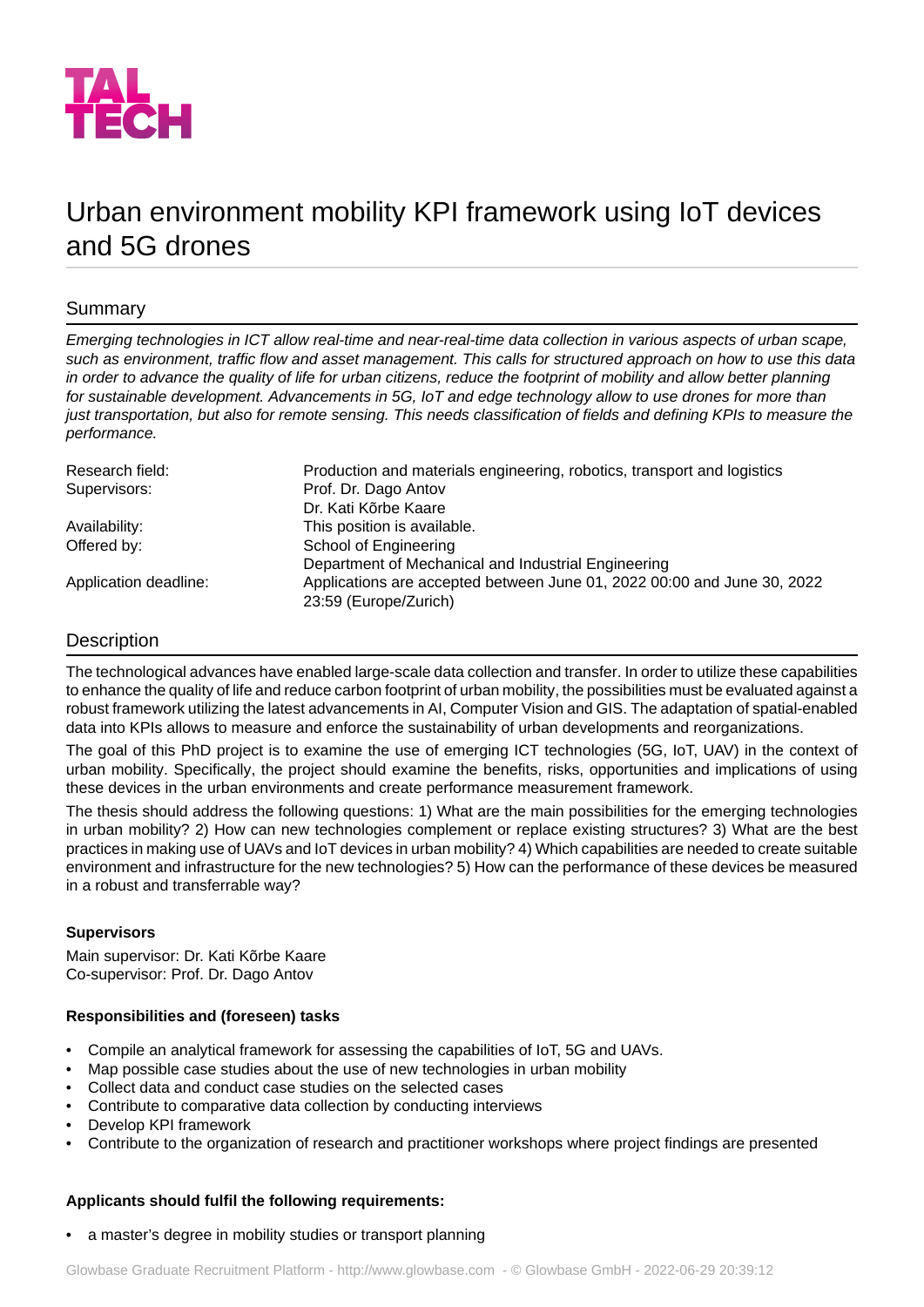TAL TECH

# Urban environment mobility KPI framework using IoT devices and 5G drones

## Summary

*Emerging technologies in ICT allow real-time and near-real-time data collection in various aspects of urban scape, such as environment, traffic flow and asset management. This calls for structured approach on how to use this data in order to advance the quality of life for urban citizens, reduce the footprint of mobility and allow better planning for sustainable development. Advancements in 5G, IoT and edge technology allow to use drones for more than just transportation, but also for remote sensing. This needs classification of fields and defining KPIs to measure the performance.*

| | |
|---|---|
| Research field: | Production and materials engineering, robotics, transport and logistics |
| Supervisors: | Prof. Dr. Dago Antov<br>Dr. Kati Kõrbe Kaare |
| Availability: | This position is available. |
| Offered by: | School of Engineering<br>Department of Mechanical and Industrial Engineering |
| Application deadline: | Applications are accepted between June 01, 2022 00:00 and June 30, 2022 23:59 (Europe/Zurich) |

## Description

The technological advances have enabled large-scale data collection and transfer. In order to utilize these capabilities to enhance the quality of life and reduce carbon footprint of urban mobility, the possibilities must be evaluated against a robust framework utilizing the latest advancements in AI, Computer Vision and GIS. The adaptation of spatial-enabled data into KPIs allows to measure and enforce the sustainability of urban developments and reorganizations.

The goal of this PhD project is to examine the use of emerging ICT technologies (5G, IoT, UAV) in the context of urban mobility. Specifically, the project should examine the benefits, risks, opportunities and implications of using these devices in the urban environments and create performance measurement framework.

The thesis should address the following questions: 1) What are the main possibilities for the emerging technologies in urban mobility? 2) How can new technologies complement or replace existing structures? 3) What are the best practices in making use of UAVs and IoT devices in urban mobility? 4) Which capabilities are needed to create suitable environment and infrastructure for the new technologies? 5) How can the performance of these devices be measured in a robust and transferrable way?

**Supervisors**

Main supervisor: Dr. Kati Kõrbe Kaare
Co-supervisor: Prof. Dr. Dago Antov

**Responsibilities and (foreseen) tasks**

- Compile an analytical framework for assessing the capabilities of IoT, 5G and UAVs.
- Map possible case studies about the use of new technologies in urban mobility
- Collect data and conduct case studies on the selected cases
- Contribute to comparative data collection by conducting interviews
- Develop KPI framework
- Contribute to the organization of research and practitioner workshops where project findings are presented

**Applicants should fulfil the following requirements:**

- a master's degree in mobility studies or transport planning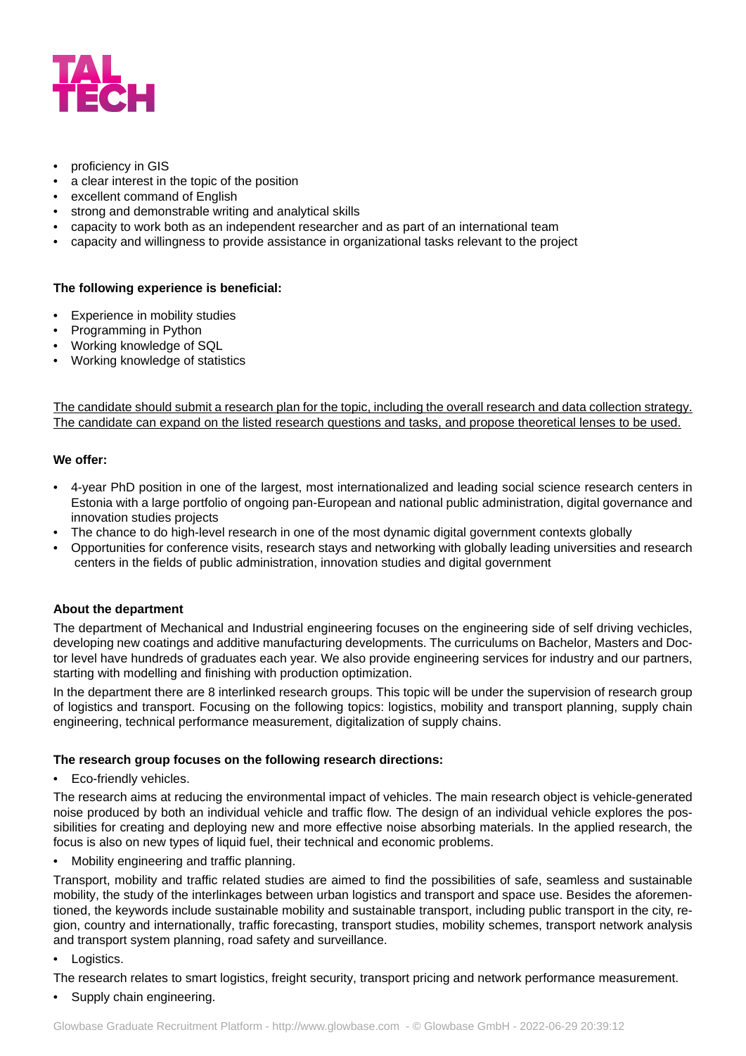- proficiency in GIS
- a clear interest in the topic of the position
- excellent command of English
- strong and demonstrable writing and analytical skills
- capacity to work both as an independent researcher and as part of an international team
- capacity and willingness to provide assistance in organizational tasks relevant to the project

**The following experience is beneficial:**

- Experience in mobility studies
- Programming in Python
- Working knowledge of SQL
- Working knowledge of statistics

The candidate should submit a research plan for the topic, including the overall research and data collection strategy. The candidate can expand on the listed research questions and tasks, and propose theoretical lenses to be used.

**We offer:**

- 4-year PhD position in one of the largest, most internationalized and leading social science research centers in Estonia with a large portfolio of ongoing pan-European and national public administration, digital governance and innovation studies projects
- The chance to do high-level research in one of the most dynamic digital government contexts globally
- Opportunities for conference visits, research stays and networking with globally leading universities and research centers in the fields of public administration, innovation studies and digital government

**About the department**

The department of Mechanical and Industrial engineering focuses on the engineering side of self driving vechicles, developing new coatings and additive manufacturing developments. The curriculums on Bachelor, Masters and Doctor level have hundreds of graduates each year. We also provide engineering services for industry and our partners, starting with modelling and finishing with production optimization.

In the department there are 8 interlinked research groups. This topic will be under the supervision of research group of logistics and transport. Focusing on the following topics: logistics, mobility and transport planning, supply chain engineering, technical performance measurement, digitalization of supply chains.

**The research group focuses on the following research directions:**

- Eco-friendly vehicles.

The research aims at reducing the environmental impact of vehicles. The main research object is vehicle-generated noise produced by both an individual vehicle and traffic flow. The design of an individual vehicle explores the possibilities for creating and deploying new and more effective noise absorbing materials. In the applied research, the focus is also on new types of liquid fuel, their technical and economic problems.

- Mobility engineering and traffic planning.

Transport, mobility and traffic related studies are aimed to find the possibilities of safe, seamless and sustainable mobility, the study of the interlinkages between urban logistics and transport and space use. Besides the aforementioned, the keywords include sustainable mobility and sustainable transport, including public transport in the city, region, country and internationally, traffic forecasting, transport studies, mobility schemes, transport network analysis and transport system planning, road safety and surveillance.

- Logistics.

The research relates to smart logistics, freight security, transport pricing and network performance measurement.

- Supply chain engineering.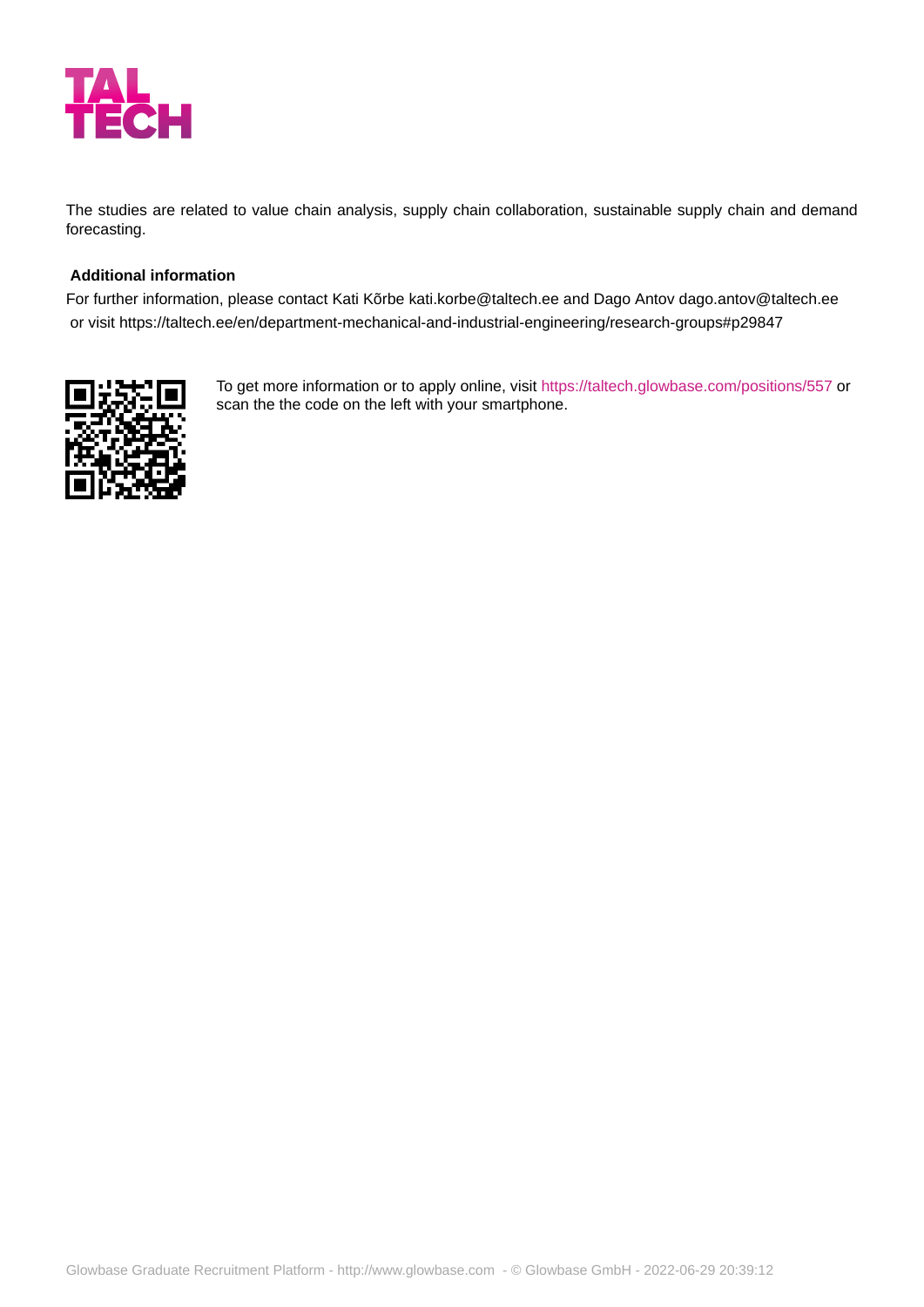The studies are related to value chain analysis, supply chain collaboration, sustainable supply chain and demand forecasting.

**Additional information**

For further information, please contact Kati Kõrbe kati.korbe@taltech.ee and Dago Antov dago.antov@taltech.ee or visit https://taltech.ee/en/department-mechanical-and-industrial-engineering/research-groups#p29847

To get more information or to apply online, visit https://taltech.glowbase.com/positions/557 or scan the the code on the left with your smartphone.